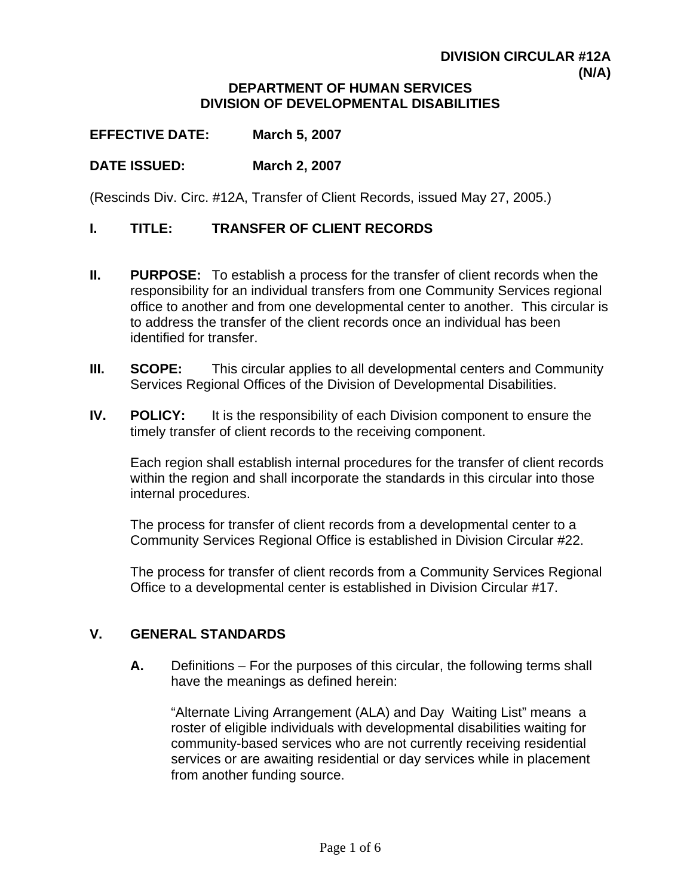**DIVISION CIRCULAR #12A**
**(N/A)**

**DEPARTMENT OF HUMAN SERVICES**
**DIVISION OF DEVELOPMENTAL DISABILITIES**

**EFFECTIVE DATE:** **March 5, 2007**

**DATE ISSUED:** **March 2, 2007**

(Rescinds Div. Circ. #12A, Transfer of Client Records, issued May 27, 2005.)

## I. TITLE: TRANSFER OF CLIENT RECORDS

**II. PURPOSE:** To establish a process for the transfer of client records when the responsibility for an individual transfers from one Community Services regional office to another and from one developmental center to another. This circular is to address the transfer of the client records once an individual has been identified for transfer.

**III. SCOPE:** This circular applies to all developmental centers and Community Services Regional Offices of the Division of Developmental Disabilities.

**IV. POLICY:** It is the responsibility of each Division component to ensure the timely transfer of client records to the receiving component.

Each region shall establish internal procedures for the transfer of client records within the region and shall incorporate the standards in this circular into those internal procedures.

The process for transfer of client records from a developmental center to a Community Services Regional Office is established in Division Circular #22.

The process for transfer of client records from a Community Services Regional Office to a developmental center is established in Division Circular #17.

## V. GENERAL STANDARDS

**A.** Definitions – For the purposes of this circular, the following terms shall have the meanings as defined herein:

"Alternate Living Arrangement (ALA) and Day Waiting List" means a roster of eligible individuals with developmental disabilities waiting for community-based services who are not currently receiving residential services or are awaiting residential or day services while in placement from another funding source.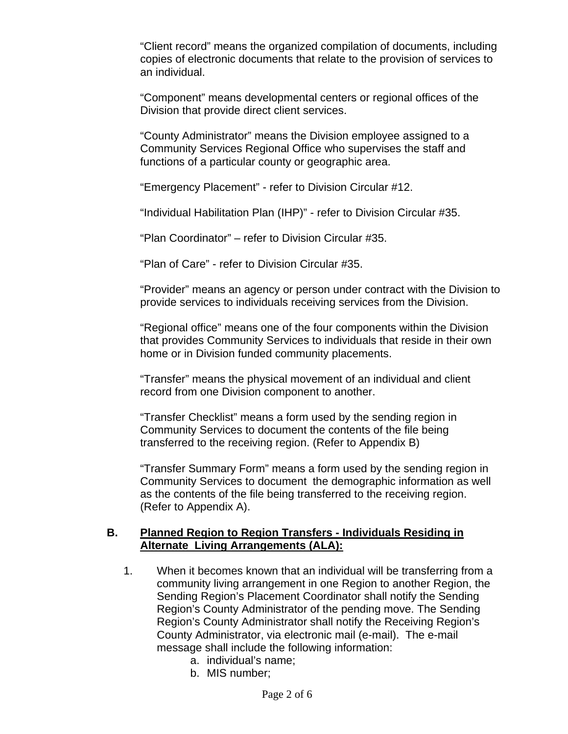"Client record" means the organized compilation of documents, including copies of electronic documents that relate to the provision of services to an individual.

"Component" means developmental centers or regional offices of the Division that provide direct client services.

"County Administrator" means the Division employee assigned to a Community Services Regional Office who supervises the staff and functions of a particular county or geographic area.

"Emergency Placement" - refer to Division Circular #12.

"Individual Habilitation Plan (IHP)" - refer to Division Circular #35.

"Plan Coordinator" – refer to Division Circular #35.

"Plan of Care" - refer to Division Circular #35.

"Provider" means an agency or person under contract with the Division to provide services to individuals receiving services from the Division.

"Regional office" means one of the four components within the Division that provides Community Services to individuals that reside in their own home or in Division funded community placements.

"Transfer" means the physical movement of an individual and client record from one Division component to another.

"Transfer Checklist" means a form used by the sending region in Community Services to document the contents of the file being transferred to the receiving region. (Refer to Appendix B)

"Transfer Summary Form" means a form used by the sending region in Community Services to document the demographic information as well as the contents of the file being transferred to the receiving region. (Refer to Appendix A).

**B. Planned Region to Region Transfers - Individuals Residing in Alternate Living Arrangements (ALA):**

1. When it becomes known that an individual will be transferring from a community living arrangement in one Region to another Region, the Sending Region's Placement Coordinator shall notify the Sending Region's County Administrator of the pending move. The Sending Region's County Administrator shall notify the Receiving Region's County Administrator, via electronic mail (e-mail). The e-mail message shall include the following information:
   a. individual's name;
   b. MIS number;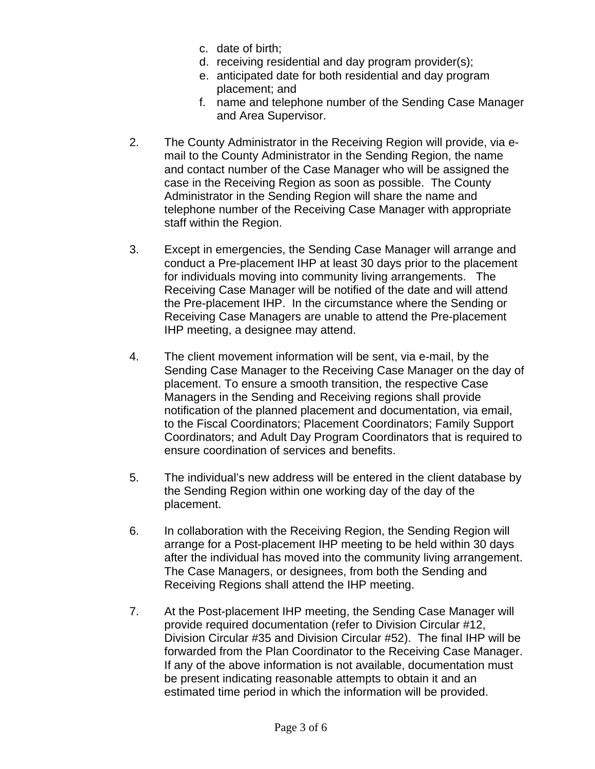c. date of birth;
d. receiving residential and day program provider(s);
e. anticipated date for both residential and day program placement; and
f. name and telephone number of the Sending Case Manager and Area Supervisor.

2. The County Administrator in the Receiving Region will provide, via e-mail to the County Administrator in the Sending Region, the name and contact number of the Case Manager who will be assigned the case in the Receiving Region as soon as possible. The County Administrator in the Sending Region will share the name and telephone number of the Receiving Case Manager with appropriate staff within the Region.

3. Except in emergencies, the Sending Case Manager will arrange and conduct a Pre-placement IHP at least 30 days prior to the placement for individuals moving into community living arrangements. The Receiving Case Manager will be notified of the date and will attend the Pre-placement IHP. In the circumstance where the Sending or Receiving Case Managers are unable to attend the Pre-placement IHP meeting, a designee may attend.

4. The client movement information will be sent, via e-mail, by the Sending Case Manager to the Receiving Case Manager on the day of placement. To ensure a smooth transition, the respective Case Managers in the Sending and Receiving regions shall provide notification of the planned placement and documentation, via email, to the Fiscal Coordinators; Placement Coordinators; Family Support Coordinators; and Adult Day Program Coordinators that is required to ensure coordination of services and benefits.

5. The individual's new address will be entered in the client database by the Sending Region within one working day of the day of the placement.

6. In collaboration with the Receiving Region, the Sending Region will arrange for a Post-placement IHP meeting to be held within 30 days after the individual has moved into the community living arrangement. The Case Managers, or designees, from both the Sending and Receiving Regions shall attend the IHP meeting.

7. At the Post-placement IHP meeting, the Sending Case Manager will provide required documentation (refer to Division Circular #12, Division Circular #35 and Division Circular #52). The final IHP will be forwarded from the Plan Coordinator to the Receiving Case Manager. If any of the above information is not available, documentation must be present indicating reasonable attempts to obtain it and an estimated time period in which the information will be provided.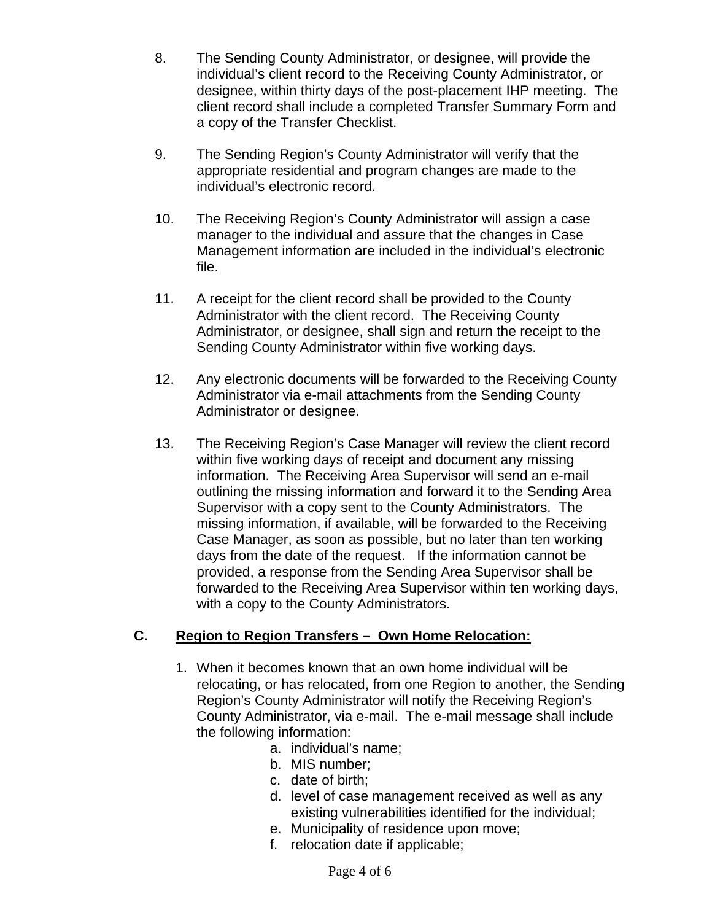8. The Sending County Administrator, or designee, will provide the individual's client record to the Receiving County Administrator, or designee, within thirty days of the post-placement IHP meeting. The client record shall include a completed Transfer Summary Form and a copy of the Transfer Checklist.

9. The Sending Region's County Administrator will verify that the appropriate residential and program changes are made to the individual's electronic record.

10. The Receiving Region's County Administrator will assign a case manager to the individual and assure that the changes in Case Management information are included in the individual's electronic file.

11. A receipt for the client record shall be provided to the County Administrator with the client record. The Receiving County Administrator, or designee, shall sign and return the receipt to the Sending County Administrator within five working days.

12. Any electronic documents will be forwarded to the Receiving County Administrator via e-mail attachments from the Sending County Administrator or designee.

13. The Receiving Region's Case Manager will review the client record within five working days of receipt and document any missing information. The Receiving Area Supervisor will send an e-mail outlining the missing information and forward it to the Sending Area Supervisor with a copy sent to the County Administrators. The missing information, if available, will be forwarded to the Receiving Case Manager, as soon as possible, but no later than ten working days from the date of the request. If the information cannot be provided, a response from the Sending Area Supervisor shall be forwarded to the Receiving Area Supervisor within ten working days, with a copy to the County Administrators.

## C. <u>Region to Region Transfers – Own Home Relocation:</u>

1. When it becomes known that an own home individual will be relocating, or has relocated, from one Region to another, the Sending Region's County Administrator will notify the Receiving Region's County Administrator, via e-mail. The e-mail message shall include the following information:
   a. individual's name;
   b. MIS number;
   c. date of birth;
   d. level of case management received as well as any existing vulnerabilities identified for the individual;
   e. Municipality of residence upon move;
   f. relocation date if applicable;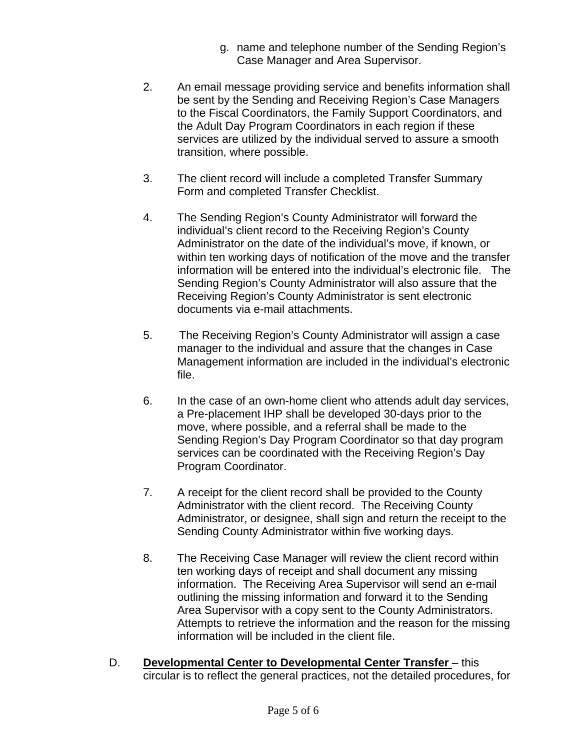g. name and telephone number of the Sending Region's Case Manager and Area Supervisor.

2. An email message providing service and benefits information shall be sent by the Sending and Receiving Region's Case Managers to the Fiscal Coordinators, the Family Support Coordinators, and the Adult Day Program Coordinators in each region if these services are utilized by the individual served to assure a smooth transition, where possible.

3. The client record will include a completed Transfer Summary Form and completed Transfer Checklist.

4. The Sending Region's County Administrator will forward the individual's client record to the Receiving Region's County Administrator on the date of the individual's move, if known, or within ten working days of notification of the move and the transfer information will be entered into the individual's electronic file. The Sending Region's County Administrator will also assure that the Receiving Region's County Administrator is sent electronic documents via e-mail attachments.

5. The Receiving Region's County Administrator will assign a case manager to the individual and assure that the changes in Case Management information are included in the individual's electronic file.

6. In the case of an own-home client who attends adult day services, a Pre-placement IHP shall be developed 30-days prior to the move, where possible, and a referral shall be made to the Sending Region's Day Program Coordinator so that day program services can be coordinated with the Receiving Region's Day Program Coordinator.

7. A receipt for the client record shall be provided to the County Administrator with the client record. The Receiving County Administrator, or designee, shall sign and return the receipt to the Sending County Administrator within five working days.

8. The Receiving Case Manager will review the client record within ten working days of receipt and shall document any missing information. The Receiving Area Supervisor will send an e-mail outlining the missing information and forward it to the Sending Area Supervisor with a copy sent to the County Administrators. Attempts to retrieve the information and the reason for the missing information will be included in the client file.

D. **<u>Developmental Center to Developmental Center Transfer</u>** – this circular is to reflect the general practices, not the detailed procedures, for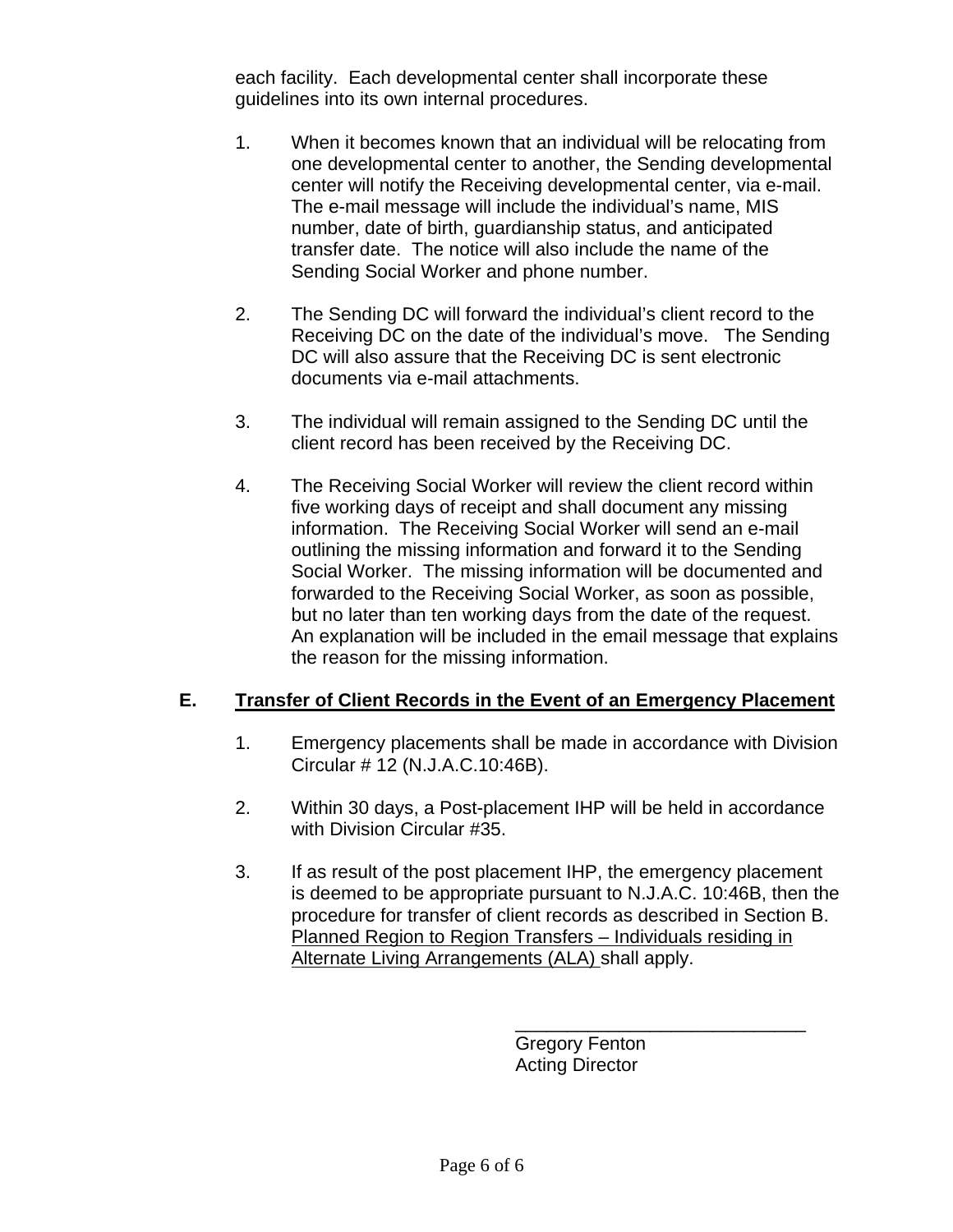each facility. Each developmental center shall incorporate these guidelines into its own internal procedures.

1. When it becomes known that an individual will be relocating from one developmental center to another, the Sending developmental center will notify the Receiving developmental center, via e-mail. The e-mail message will include the individual's name, MIS number, date of birth, guardianship status, and anticipated transfer date. The notice will also include the name of the Sending Social Worker and phone number.

2. The Sending DC will forward the individual's client record to the Receiving DC on the date of the individual's move. The Sending DC will also assure that the Receiving DC is sent electronic documents via e-mail attachments.

3. The individual will remain assigned to the Sending DC until the client record has been received by the Receiving DC.

4. The Receiving Social Worker will review the client record within five working days of receipt and shall document any missing information. The Receiving Social Worker will send an e-mail outlining the missing information and forward it to the Sending Social Worker. The missing information will be documented and forwarded to the Receiving Social Worker, as soon as possible, but no later than ten working days from the date of the request. An explanation will be included in the email message that explains the reason for the missing information.

## E. Transfer of Client Records in the Event of an Emergency Placement

1. Emergency placements shall be made in accordance with Division Circular # 12 (N.J.A.C.10:46B).

2. Within 30 days, a Post-placement IHP will be held in accordance with Division Circular #35.

3. If as result of the post placement IHP, the emergency placement is deemed to be appropriate pursuant to N.J.A.C. 10:46B, then the procedure for transfer of client records as described in Section B. Planned Region to Region Transfers – Individuals residing in Alternate Living Arrangements (ALA) shall apply.

\_\_\_\_\_\_\_\_\_\_\_\_\_\_\_\_\_\_\_\_\_\_\_\_\_\_\_\_

Gregory Fenton
Acting Director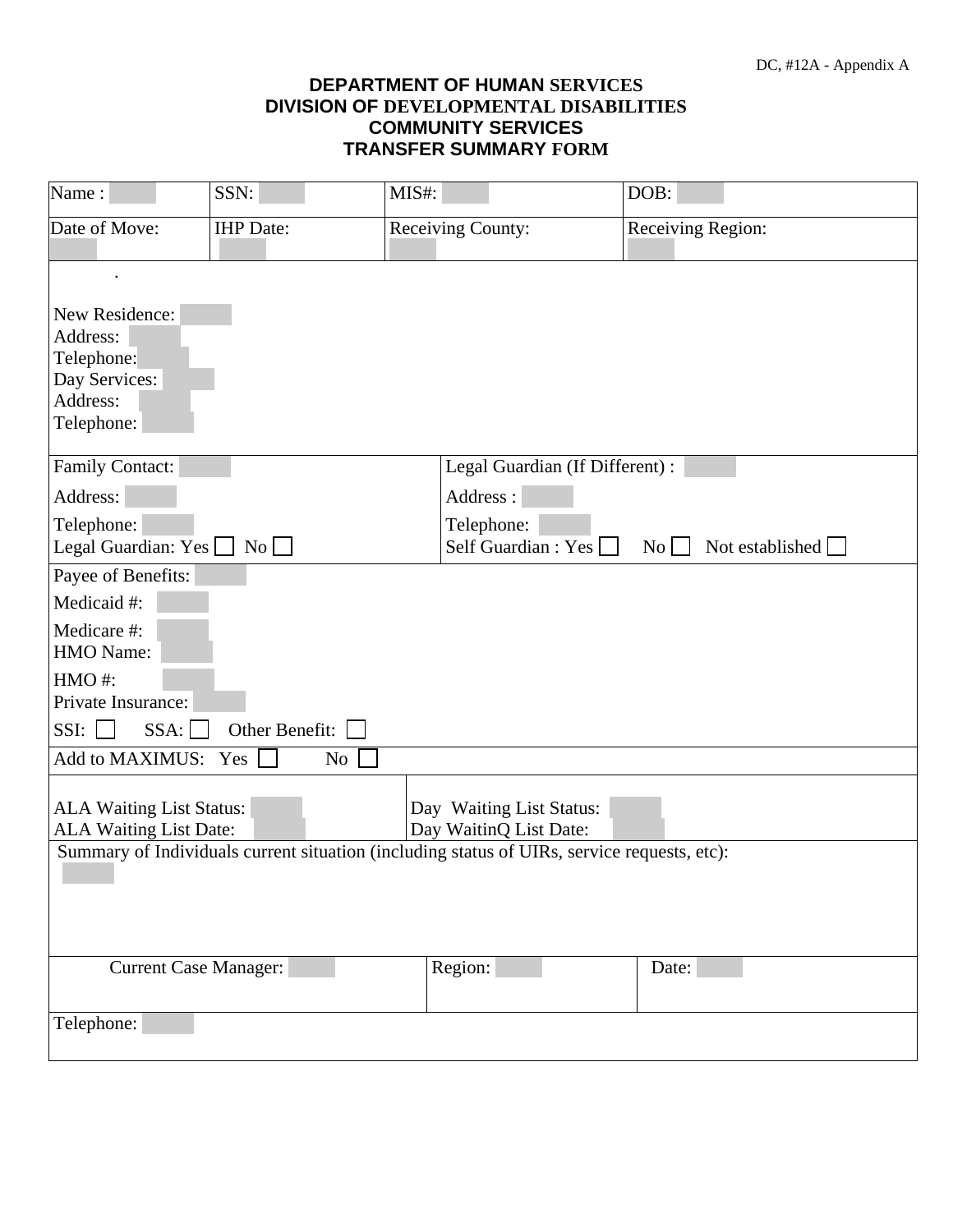DC, #12A - Appendix A

**DEPARTMENT OF HUMAN SERVICES**
**DIVISION OF DEVELOPMENTAL DISABILITIES**
**COMMUNITY SERVICES**
**TRANSFER SUMMARY FORM**

| Name : | SSN: | MIS#: | DOB: |
|---|---|---|---|
| Date of Move: | IHP Date: | Receiving County: | Receiving Region: |

.

New Residence:
Address:
Telephone:
Day Services:
Address:
Telephone:

| Family Contact: | Legal Guardian (If Different) : |
|---|---|
| Address: | Address : |
| Telephone: | Telephone: |
| Legal Guardian: Yes ☐ No ☐ | Self Guardian : Yes ☐ No ☐ Not established ☐ |

Payee of Benefits:
Medicaid #:
Medicare #:
HMO Name:
HMO #:
Private Insurance:
SSI: ☐ SSA: ☐ Other Benefit: ☐

Add to MAXIMUS: Yes ☐ No ☐

| ALA Waiting List Status: | Day Waiting List Status: |
|---|---|
| ALA Waiting List Date: | Day WaitinQ List Date: |

Summary of Individuals current situation (including status of UIRs, service requests, etc):

| Current Case Manager: | Region: | Date: |
|---|---|---|

Telephone: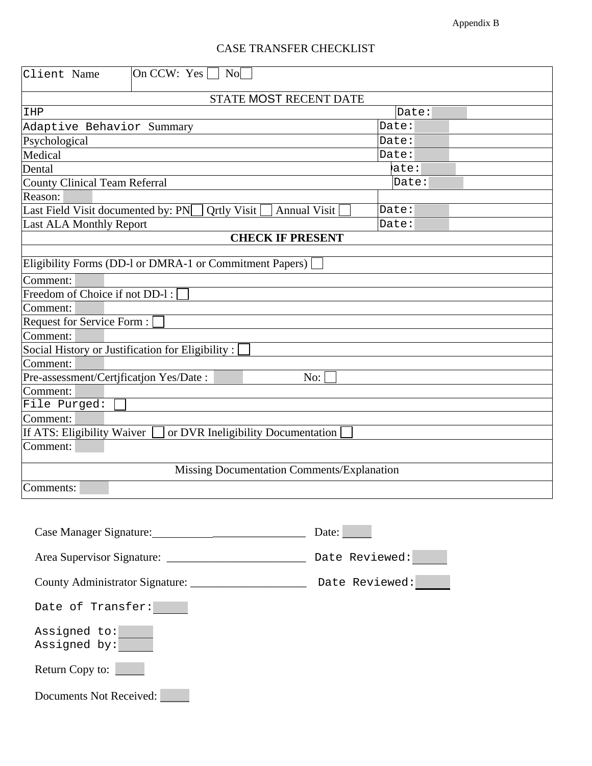Appendix B

# CASE TRANSFER CHECKLIST

| | |
|---|---|
| Client Name | On CCW: Yes ☐ No ☐ |
| **STATE MOST RECENT DATE** | |
| IHP | Date: |
| Adaptive Behavior Summary | Date: |
| Psychological | Date: |
| Medical | Date: |
| Dental | Date: |
| County Clinical Team Referral | Date: |
| Reason: | |
| Last Field Visit documented by: PN ☐ Qrtly Visit ☐ Annual Visit ☐ | Date: |
| Last ALA Monthly Report | Date: |
| **CHECK IF PRESENT** | |
| Eligibility Forms (DD-l or DMRA-1 or Commitment Papers) ☐ | |
| Comment: | |
| Freedom of Choice if not DD-l : ☐ | |
| Comment: | |
| Request for Service Form : ☐ | |
| Comment: | |
| Social History or Justification for Eligibility : ☐ | |
| Comment: | |
| Pre-assessment/Certjficatjon Yes/Date : No: ☐ | |
| Comment: | |
| File Purged: ☐ | |
| Comment: | |
| If ATS: Eligibility Waiver ☐ or DVR Ineligibility Documentation ☐ | |
| Comment: | |
| Missing Documentation Comments/Explanation | |
| Comments: | |

Case Manager Signature:____________________________ Date:

Area Supervisor Signature: ________________________ Date Reviewed:

County Administrator Signature: ____________________ Date Reviewed:

Date of Transfer:

Assigned to:
Assigned by:

Return Copy to:

Documents Not Received: